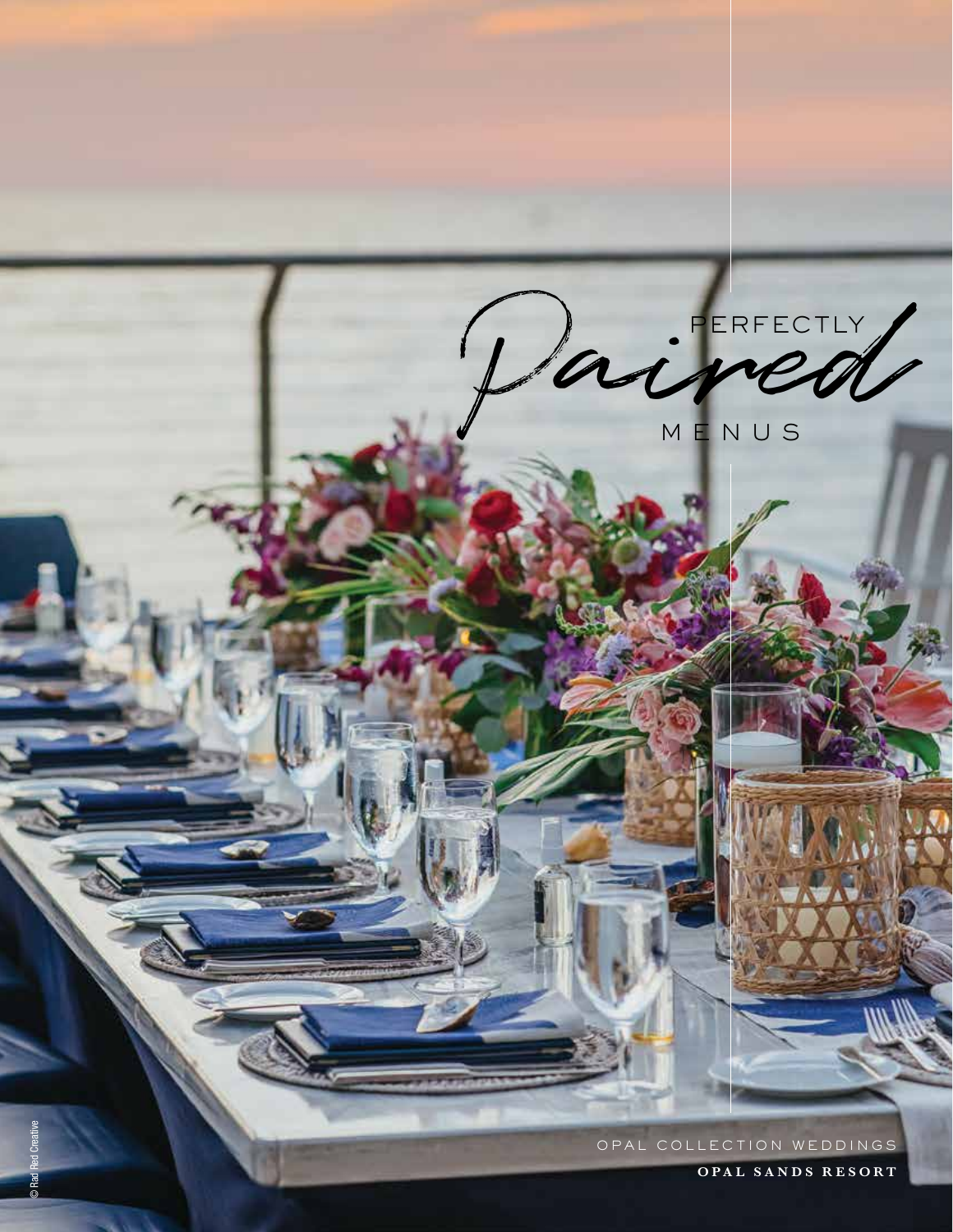# PERFECTLY *Paired* MENUS

OPAL COLLECTION WEDDINGS

**OPAL SANDS RESORT**

© Rad Red Creative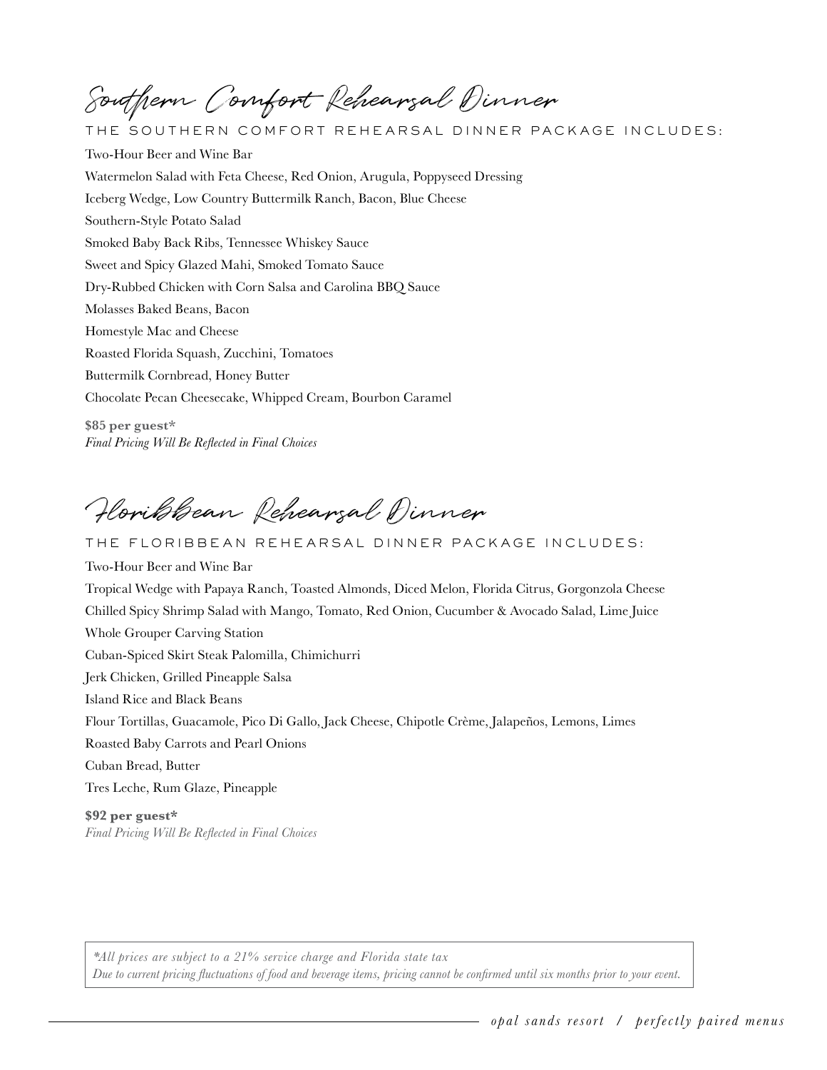# Southern Comfort Rehearsal Dinner

THE SOUTHERN COMFORT REHEARSAL DINNER PACKAGE INCLUDES:

Two-Hour Beer and Wine Bar

Watermelon Salad with Feta Cheese, Red Onion, Arugula, Poppyseed Dressing

Iceberg Wedge, Low Country Buttermilk Ranch, Bacon, Blue Cheese

Southern-Style Potato Salad

Smoked Baby Back Ribs, Tennessee Whiskey Sauce

Sweet and Spicy Glazed Mahi, Smoked Tomato Sauce

Dry-Rubbed Chicken with Corn Salsa and Carolina BBQ Sauce

Molasses Baked Beans, Bacon

Homestyle Mac and Cheese

Roasted Florida Squash, Zucchini, Tomatoes

Buttermilk Cornbread, Honey Butter

Chocolate Pecan Cheesecake, Whipped Cream, Bourbon Caramel

**$85 per guest***
*Final Pricing Will Be Reflected in Final Choices*

# Floribbean Rehearsal Dinner

THE FLORIBBEAN REHEARSAL DINNER PACKAGE INCLUDES:

Two-Hour Beer and Wine Bar

Tropical Wedge with Papaya Ranch, Toasted Almonds, Diced Melon, Florida Citrus, Gorgonzola Cheese

Chilled Spicy Shrimp Salad with Mango, Tomato, Red Onion, Cucumber & Avocado Salad, Lime Juice

Whole Grouper Carving Station

Cuban-Spiced Skirt Steak Palomilla, Chimichurri

Jerk Chicken, Grilled Pineapple Salsa

Island Rice and Black Beans

Flour Tortillas, Guacamole, Pico Di Gallo, Jack Cheese, Chipotle Crème, Jalapeños, Lemons, Limes

Roasted Baby Carrots and Pearl Onions

Cuban Bread, Butter

Tres Leche, Rum Glaze, Pineapple

**$92 per guest***
*Final Pricing Will Be Reflected in Final Choices*

*\*All prices are subject to a 21% service charge and Florida state tax*
*Due to current pricing fluctuations of food and beverage items, pricing cannot be confirmed until six months prior to your event.*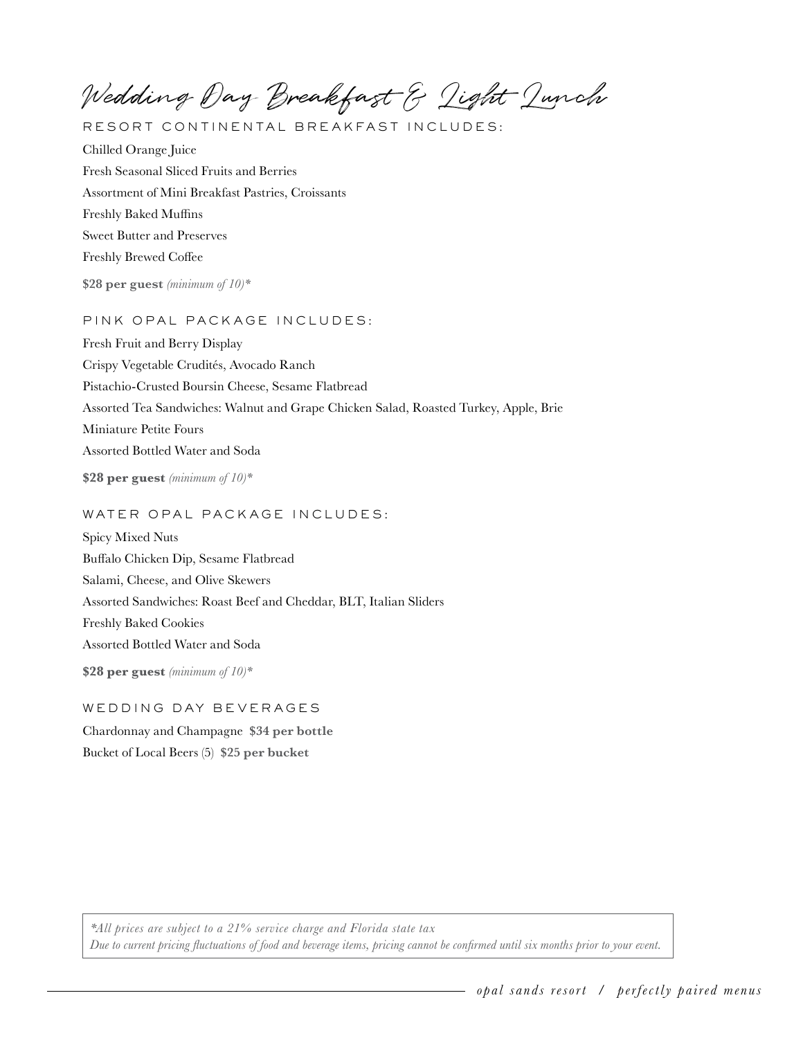# Wedding Day Breakfast & Light Lunch

## RESORT CONTINENTAL BREAKFAST INCLUDES:

Chilled Orange Juice

Fresh Seasonal Sliced Fruits and Berries

Assortment of Mini Breakfast Pastries, Croissants

Freshly Baked Muffins

Sweet Butter and Preserves

Freshly Brewed Coffee

**$28 per guest** *(minimum of 10)\**

## PINK OPAL PACKAGE INCLUDES:

Fresh Fruit and Berry Display

Crispy Vegetable Crudités, Avocado Ranch

Pistachio-Crusted Boursin Cheese, Sesame Flatbread

Assorted Tea Sandwiches: Walnut and Grape Chicken Salad, Roasted Turkey, Apple, Brie

Miniature Petite Fours

Assorted Bottled Water and Soda

**$28 per guest** *(minimum of 10)\**

## WATER OPAL PACKAGE INCLUDES:

Spicy Mixed Nuts

Buffalo Chicken Dip, Sesame Flatbread

Salami, Cheese, and Olive Skewers

Assorted Sandwiches: Roast Beef and Cheddar, BLT, Italian Sliders

Freshly Baked Cookies

Assorted Bottled Water and Soda

**$28 per guest** *(minimum of 10)\**

## WEDDING DAY BEVERAGES

Chardonnay and Champagne **$34 per bottle**

Bucket of Local Beers (5) **$25 per bucket**

*\*All prices are subject to a 21% service charge and Florida state tax*
*Due to current pricing fluctuations of food and beverage items, pricing cannot be confirmed until six months prior to your event.*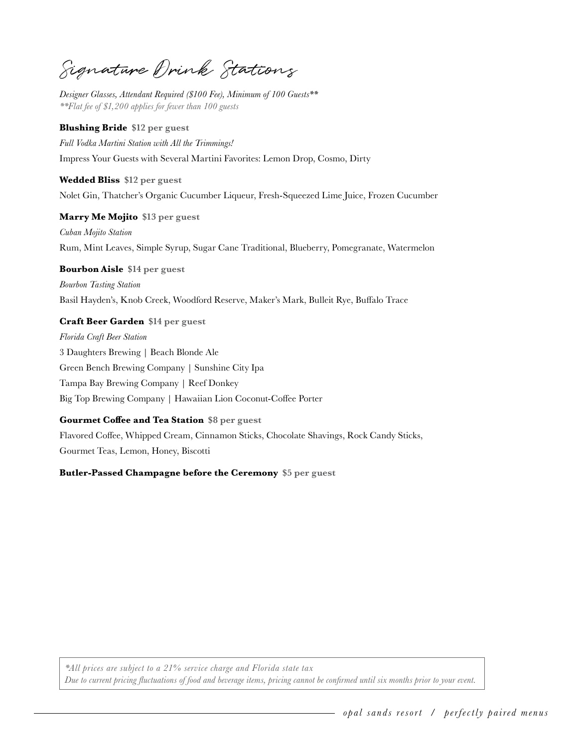# Signature Drink Stations

*Designer Glasses, Attendant Required ($100 Fee), Minimum of 100 Guests***
*\**Flat fee of $1,200 applies for fewer than 100 guests*

**Blushing Bride** **$12 per guest**

*Full Vodka Martini Station with All the Trimmings!*

Impress Your Guests with Several Martini Favorites: Lemon Drop, Cosmo, Dirty

**Wedded Bliss** **$12 per guest**

Nolet Gin, Thatcher's Organic Cucumber Liqueur, Fresh-Squeezed Lime Juice, Frozen Cucumber

**Marry Me Mojito** **$13 per guest**

*Cuban Mojito Station*

Rum, Mint Leaves, Simple Syrup, Sugar Cane Traditional, Blueberry, Pomegranate, Watermelon

**Bourbon Aisle** **$14 per guest**

*Bourbon Tasting Station*

Basil Hayden's, Knob Creek, Woodford Reserve, Maker's Mark, Bulleit Rye, Buffalo Trace

**Craft Beer Garden** **$14 per guest**

*Florida Craft Beer Station*

3 Daughters Brewing | Beach Blonde Ale
Green Bench Brewing Company | Sunshine City Ipa
Tampa Bay Brewing Company | Reef Donkey
Big Top Brewing Company | Hawaiian Lion Coconut-Coffee Porter

**Gourmet Coffee and Tea Station** **$8 per guest**

Flavored Coffee, Whipped Cream, Cinnamon Sticks, Chocolate Shavings, Rock Candy Sticks, Gourmet Teas, Lemon, Honey, Biscotti

**Butler-Passed Champagne before the Ceremony** **$5 per guest**

*\*All prices are subject to a 21% service charge and Florida state tax*
*Due to current pricing fluctuations of food and beverage items, pricing cannot be confirmed until six months prior to your event.*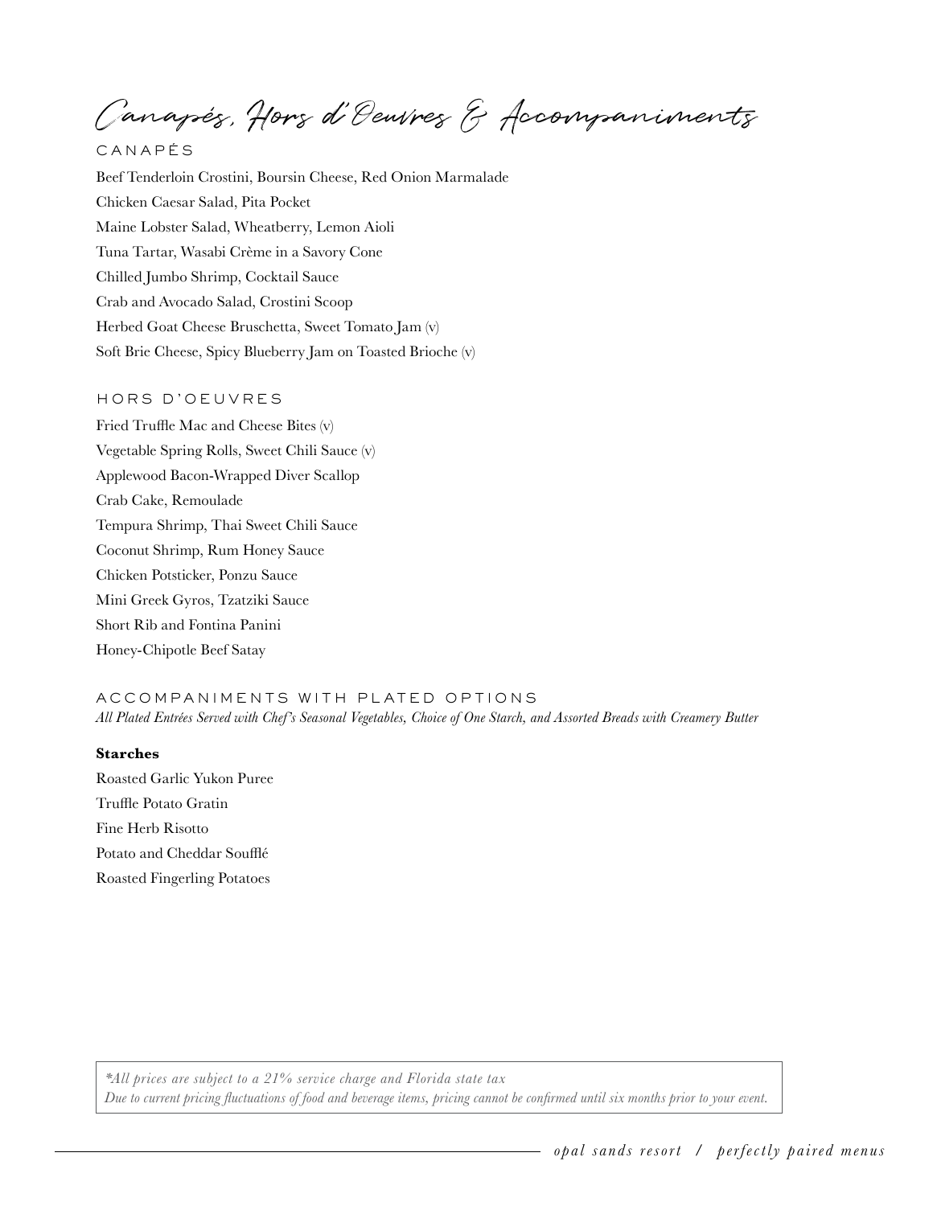# Canapés, Hors d'Oeuvres & Accompaniments

## CANAPÉS

Beef Tenderloin Crostini, Boursin Cheese, Red Onion Marmalade

Chicken Caesar Salad, Pita Pocket

Maine Lobster Salad, Wheatberry, Lemon Aioli

Tuna Tartar, Wasabi Crème in a Savory Cone

Chilled Jumbo Shrimp, Cocktail Sauce

Crab and Avocado Salad, Crostini Scoop

Herbed Goat Cheese Bruschetta, Sweet Tomato Jam (v)

Soft Brie Cheese, Spicy Blueberry Jam on Toasted Brioche (v)

## HORS D'OEUVRES

Fried Truffle Mac and Cheese Bites (v)

Vegetable Spring Rolls, Sweet Chili Sauce (v)

Applewood Bacon-Wrapped Diver Scallop

Crab Cake, Remoulade

Tempura Shrimp, Thai Sweet Chili Sauce

Coconut Shrimp, Rum Honey Sauce

Chicken Potsticker, Ponzu Sauce

Mini Greek Gyros, Tzatziki Sauce

Short Rib and Fontina Panini

Honey-Chipotle Beef Satay

## ACCOMPANIMENTS WITH PLATED OPTIONS

*All Plated Entrées Served with Chef's Seasonal Vegetables, Choice of One Starch, and Assorted Breads with Creamery Butter*

**Starches**

Roasted Garlic Yukon Puree

Truffle Potato Gratin

Fine Herb Risotto

Potato and Cheddar Soufflé

Roasted Fingerling Potatoes

*\*All prices are subject to a 21% service charge and Florida state tax*
*Due to current pricing fluctuations of food and beverage items, pricing cannot be confirmed until six months prior to your event.*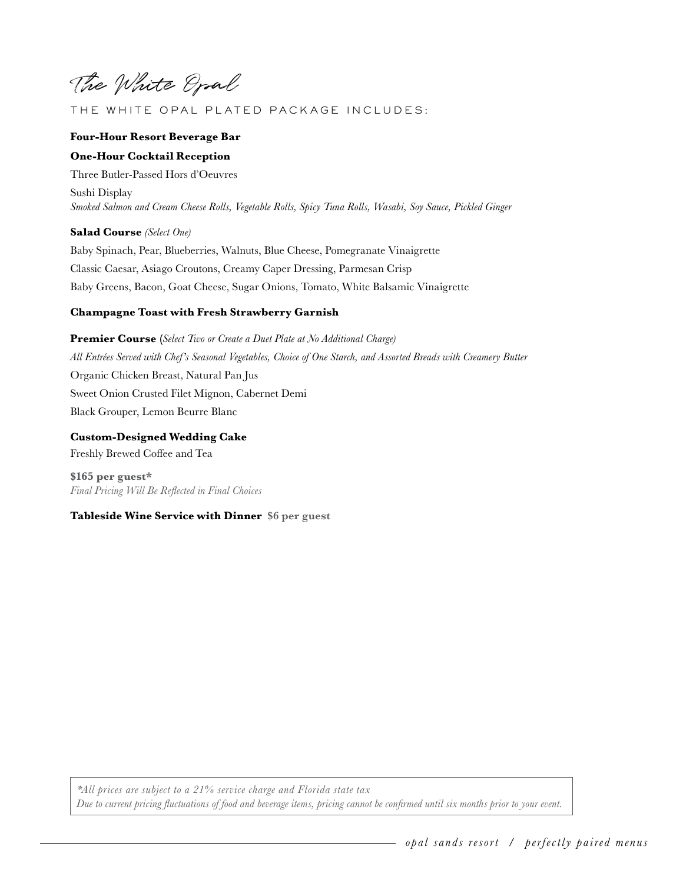# The White Opal

## THE WHITE OPAL PLATED PACKAGE INCLUDES:

**Four-Hour Resort Beverage Bar**

**One-Hour Cocktail Reception**

Three Butler-Passed Hors d'Oeuvres

Sushi Display

*Smoked Salmon and Cream Cheese Rolls, Vegetable Rolls, Spicy Tuna Rolls, Wasabi, Soy Sauce, Pickled Ginger*

**Salad Course** *(Select One)*

Baby Spinach, Pear, Blueberries, Walnuts, Blue Cheese, Pomegranate Vinaigrette

Classic Caesar, Asiago Croutons, Creamy Caper Dressing, Parmesan Crisp

Baby Greens, Bacon, Goat Cheese, Sugar Onions, Tomato, White Balsamic Vinaigrette

**Champagne Toast with Fresh Strawberry Garnish**

**Premier Course** (*Select Two or Create a Duet Plate at No Additional Charge)*

*All Entrées Served with Chef's Seasonal Vegetables, Choice of One Starch, and Assorted Breads with Creamery Butter*

Organic Chicken Breast, Natural Pan Jus

Sweet Onion Crusted Filet Mignon, Cabernet Demi

Black Grouper, Lemon Beurre Blanc

**Custom-Designed Wedding Cake**

Freshly Brewed Coffee and Tea

**$165 per guest***

*Final Pricing Will Be Reflected in Final Choices*

**Tableside Wine Service with Dinner** **$6 per guest**

*\*All prices are subject to a 21% service charge and Florida state tax*
*Due to current pricing fluctuations of food and beverage items, pricing cannot be confirmed until six months prior to your event.*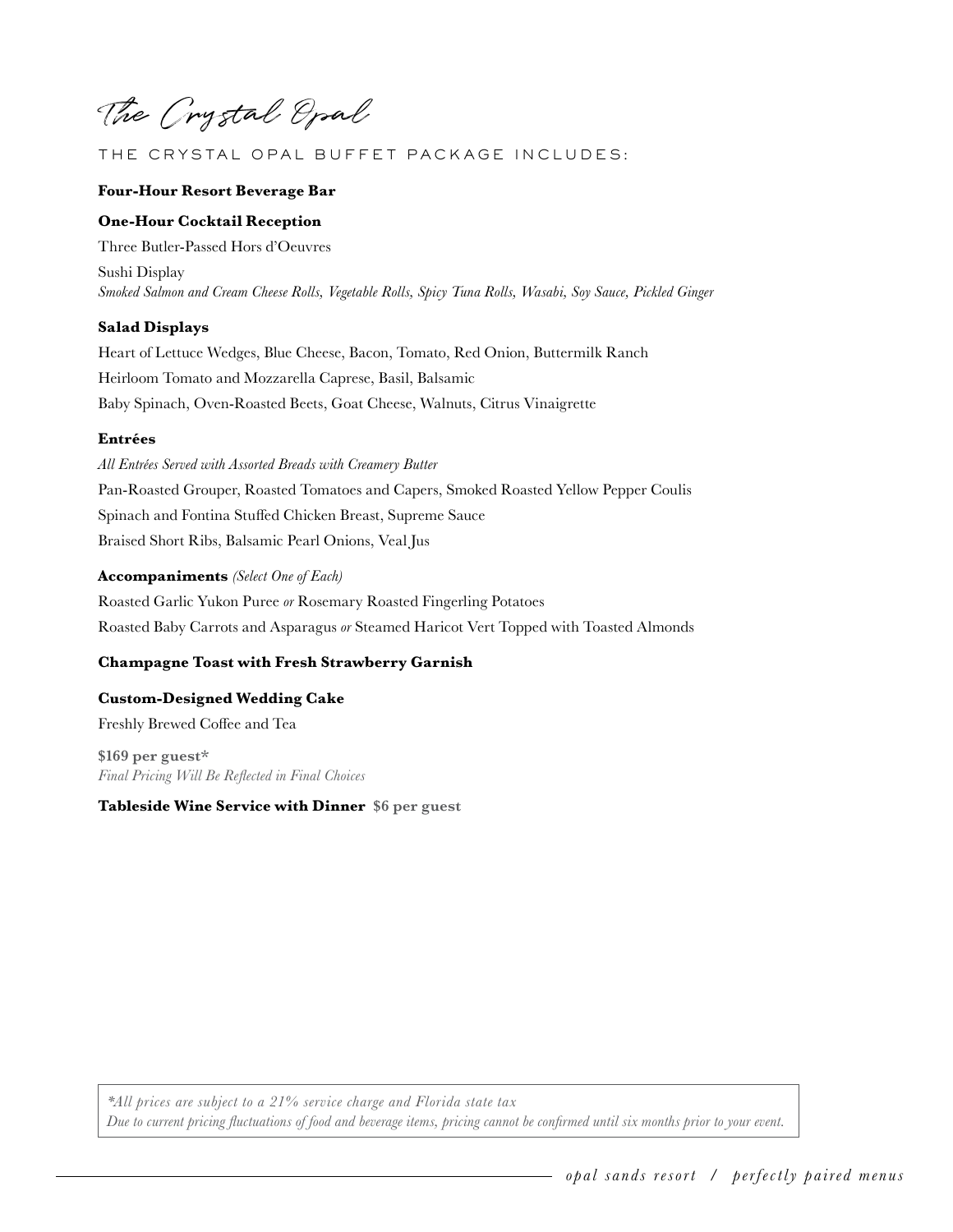# The Crystal Opal

## THE CRYSTAL OPAL BUFFET PACKAGE INCLUDES:

**Four-Hour Resort Beverage Bar**

**One-Hour Cocktail Reception**

Three Butler-Passed Hors d'Oeuvres

Sushi Display
*Smoked Salmon and Cream Cheese Rolls, Vegetable Rolls, Spicy Tuna Rolls, Wasabi, Soy Sauce, Pickled Ginger*

**Salad Displays**

Heart of Lettuce Wedges, Blue Cheese, Bacon, Tomato, Red Onion, Buttermilk Ranch

Heirloom Tomato and Mozzarella Caprese, Basil, Balsamic

Baby Spinach, Oven-Roasted Beets, Goat Cheese, Walnuts, Citrus Vinaigrette

**Entrées**

*All Entrées Served with Assorted Breads with Creamery Butter*

Pan-Roasted Grouper, Roasted Tomatoes and Capers, Smoked Roasted Yellow Pepper Coulis

Spinach and Fontina Stuffed Chicken Breast, Supreme Sauce

Braised Short Ribs, Balsamic Pearl Onions, Veal Jus

**Accompaniments** *(Select One of Each)*

Roasted Garlic Yukon Puree *or* Rosemary Roasted Fingerling Potatoes

Roasted Baby Carrots and Asparagus *or* Steamed Haricot Vert Topped with Toasted Almonds

**Champagne Toast with Fresh Strawberry Garnish**

**Custom-Designed Wedding Cake**

Freshly Brewed Coffee and Tea

**$169 per guest***
*Final Pricing Will Be Reflected in Final Choices*

**Tableside Wine Service with Dinner** **$6 per guest**

*\*All prices are subject to a 21% service charge and Florida state tax*
*Due to current pricing fluctuations of food and beverage items, pricing cannot be confirmed until six months prior to your event.*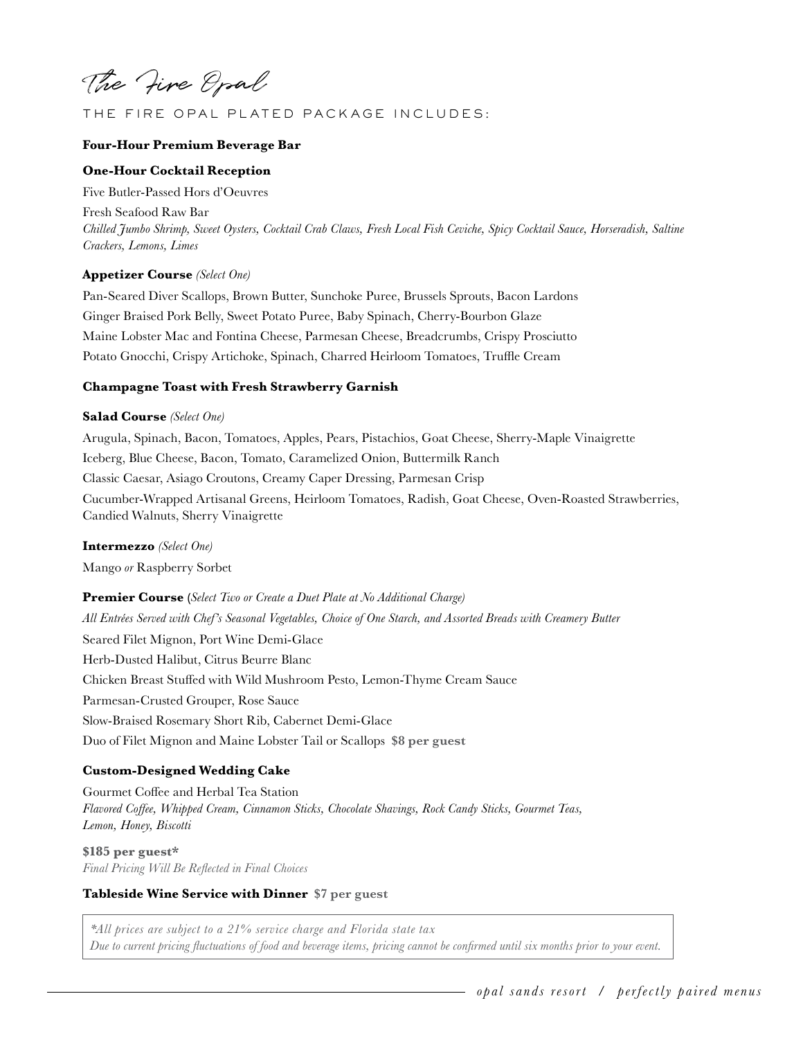# The Fire Opal

## THE FIRE OPAL PLATED PACKAGE INCLUDES:

**Four-Hour Premium Beverage Bar**

**One-Hour Cocktail Reception**

Five Butler-Passed Hors d'Oeuvres

Fresh Seafood Raw Bar
*Chilled Jumbo Shrimp, Sweet Oysters, Cocktail Crab Claws, Fresh Local Fish Ceviche, Spicy Cocktail Sauce, Horseradish, Saltine Crackers, Lemons, Limes*

**Appetizer Course** *(Select One)*

Pan-Seared Diver Scallops, Brown Butter, Sunchoke Puree, Brussels Sprouts, Bacon Lardons
Ginger Braised Pork Belly, Sweet Potato Puree, Baby Spinach, Cherry-Bourbon Glaze
Maine Lobster Mac and Fontina Cheese, Parmesan Cheese, Breadcrumbs, Crispy Prosciutto
Potato Gnocchi, Crispy Artichoke, Spinach, Charred Heirloom Tomatoes, Truffle Cream

**Champagne Toast with Fresh Strawberry Garnish**

**Salad Course** *(Select One)*

Arugula, Spinach, Bacon, Tomatoes, Apples, Pears, Pistachios, Goat Cheese, Sherry-Maple Vinaigrette
Iceberg, Blue Cheese, Bacon, Tomato, Caramelized Onion, Buttermilk Ranch
Classic Caesar, Asiago Croutons, Creamy Caper Dressing, Parmesan Crisp
Cucumber-Wrapped Artisanal Greens, Heirloom Tomatoes, Radish, Goat Cheese, Oven-Roasted Strawberries, Candied Walnuts, Sherry Vinaigrette

**Intermezzo** *(Select One)*

Mango *or* Raspberry Sorbet

**Premier Course** (*Select Two or Create a Duet Plate at No Additional Charge)*

*All Entrées Served with Chef's Seasonal Vegetables, Choice of One Starch, and Assorted Breads with Creamery Butter*

Seared Filet Mignon, Port Wine Demi-Glace
Herb-Dusted Halibut, Citrus Beurre Blanc
Chicken Breast Stuffed with Wild Mushroom Pesto, Lemon-Thyme Cream Sauce
Parmesan-Crusted Grouper, Rose Sauce
Slow-Braised Rosemary Short Rib, Cabernet Demi-Glace
Duo of Filet Mignon and Maine Lobster Tail or Scallops **$8 per guest**

**Custom-Designed Wedding Cake**

Gourmet Coffee and Herbal Tea Station
*Flavored Coffee, Whipped Cream, Cinnamon Sticks, Chocolate Shavings, Rock Candy Sticks, Gourmet Teas, Lemon, Honey, Biscotti*

**$185 per guest***
*Final Pricing Will Be Reflected in Final Choices*

**Tableside Wine Service with Dinner** **$7 per guest**

*\*All prices are subject to a 21% service charge and Florida state tax*
*Due to current pricing fluctuations of food and beverage items, pricing cannot be confirmed until six months prior to your event.*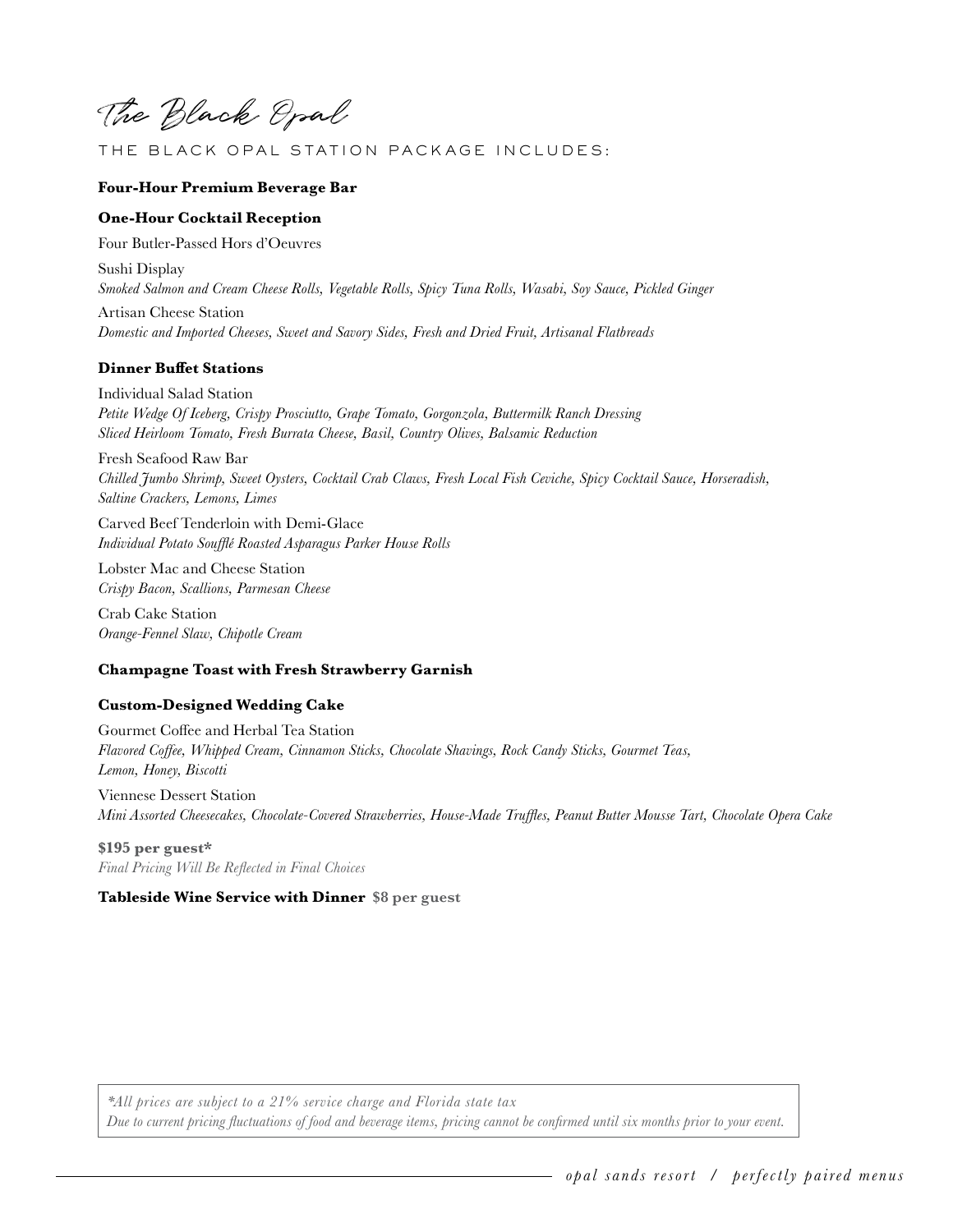# The Black Opal

THE BLACK OPAL STATION PACKAGE INCLUDES:

**Four-Hour Premium Beverage Bar**

**One-Hour Cocktail Reception**

Four Butler-Passed Hors d'Oeuvres

Sushi Display
*Smoked Salmon and Cream Cheese Rolls, Vegetable Rolls, Spicy Tuna Rolls, Wasabi, Soy Sauce, Pickled Ginger*

Artisan Cheese Station
*Domestic and Imported Cheeses, Sweet and Savory Sides, Fresh and Dried Fruit, Artisanal Flatbreads*

**Dinner Buffet Stations**

Individual Salad Station
*Petite Wedge Of Iceberg, Crispy Prosciutto, Grape Tomato, Gorgonzola, Buttermilk Ranch Dressing*
*Sliced Heirloom Tomato, Fresh Burrata Cheese, Basil, Country Olives, Balsamic Reduction*

Fresh Seafood Raw Bar
*Chilled Jumbo Shrimp, Sweet Oysters, Cocktail Crab Claws, Fresh Local Fish Ceviche, Spicy Cocktail Sauce, Horseradish, Saltine Crackers, Lemons, Limes*

Carved Beef Tenderloin with Demi-Glace
*Individual Potato Soufflé Roasted Asparagus Parker House Rolls*

Lobster Mac and Cheese Station
*Crispy Bacon, Scallions, Parmesan Cheese*

Crab Cake Station
*Orange-Fennel Slaw, Chipotle Cream*

**Champagne Toast with Fresh Strawberry Garnish**

**Custom-Designed Wedding Cake**

Gourmet Coffee and Herbal Tea Station
*Flavored Coffee, Whipped Cream, Cinnamon Sticks, Chocolate Shavings, Rock Candy Sticks, Gourmet Teas, Lemon, Honey, Biscotti*

Viennese Dessert Station
*Mini Assorted Cheesecakes, Chocolate-Covered Strawberries, House-Made Truffles, Peanut Butter Mousse Tart, Chocolate Opera Cake*

**$195 per guest***
*Final Pricing Will Be Reflected in Final Choices*

**Tableside Wine Service with Dinner** **$8 per guest**

*\*All prices are subject to a 21% service charge and Florida state tax*
*Due to current pricing fluctuations of food and beverage items, pricing cannot be confirmed until six months prior to your event.*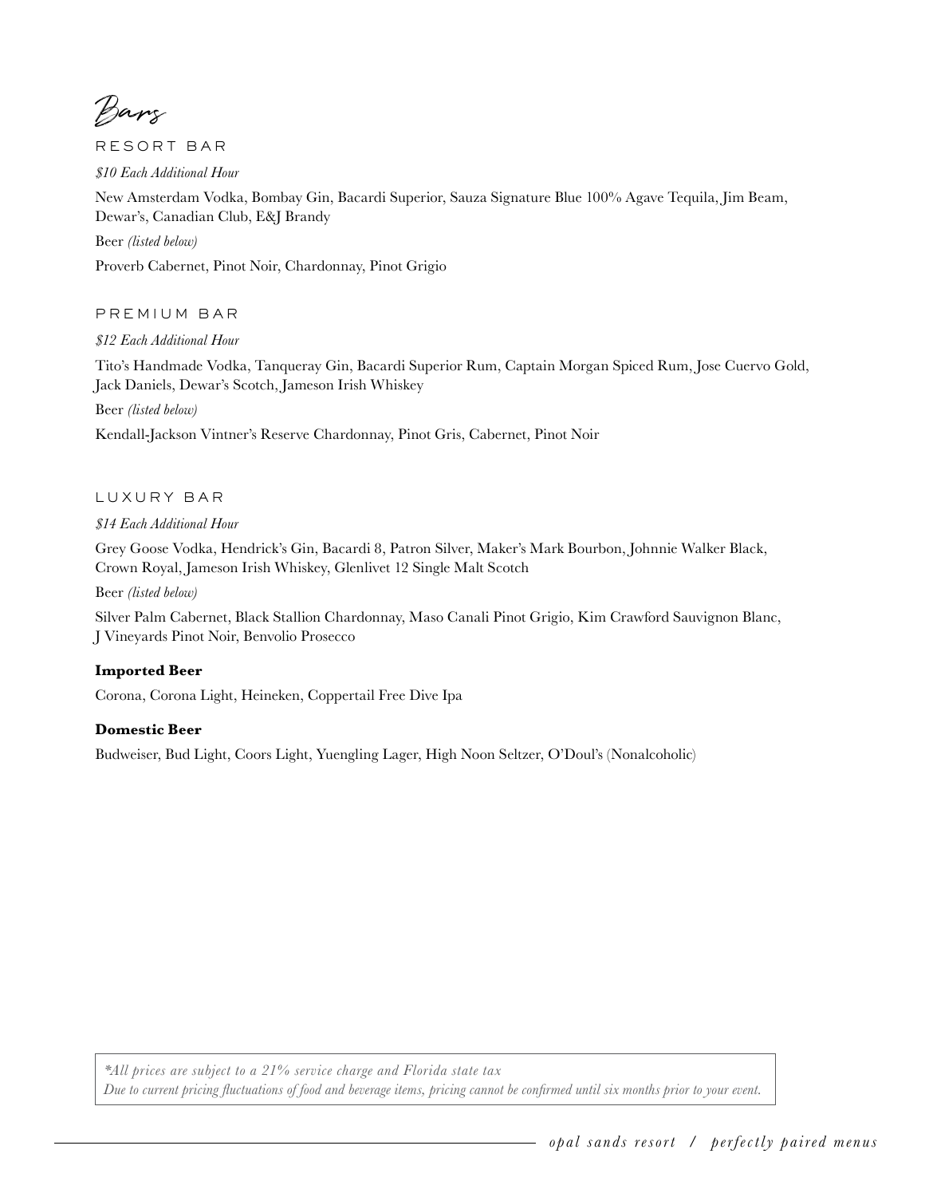# Bars

## RESORT BAR

*$10 Each Additional Hour*

New Amsterdam Vodka, Bombay Gin, Bacardi Superior, Sauza Signature Blue 100% Agave Tequila, Jim Beam, Dewar's, Canadian Club, E&J Brandy

Beer *(listed below)*

Proverb Cabernet, Pinot Noir, Chardonnay, Pinot Grigio

## PREMIUM BAR

*$12 Each Additional Hour*

Tito's Handmade Vodka, Tanqueray Gin, Bacardi Superior Rum, Captain Morgan Spiced Rum, Jose Cuervo Gold, Jack Daniels, Dewar's Scotch, Jameson Irish Whiskey

Beer *(listed below)*

Kendall-Jackson Vintner's Reserve Chardonnay, Pinot Gris, Cabernet, Pinot Noir

## LUXURY BAR

*$14 Each Additional Hour*

Grey Goose Vodka, Hendrick's Gin, Bacardi 8, Patron Silver, Maker's Mark Bourbon, Johnnie Walker Black, Crown Royal, Jameson Irish Whiskey, Glenlivet 12 Single Malt Scotch

Beer *(listed below)*

Silver Palm Cabernet, Black Stallion Chardonnay, Maso Canali Pinot Grigio, Kim Crawford Sauvignon Blanc, J Vineyards Pinot Noir, Benvolio Prosecco

**Imported Beer**

Corona, Corona Light, Heineken, Coppertail Free Dive Ipa

**Domestic Beer**

Budweiser, Bud Light, Coors Light, Yuengling Lager, High Noon Seltzer, O'Doul's (Nonalcoholic)

*\*All prices are subject to a 21% service charge and Florida state tax*
*Due to current pricing fluctuations of food and beverage items, pricing cannot be confirmed until six months prior to your event.*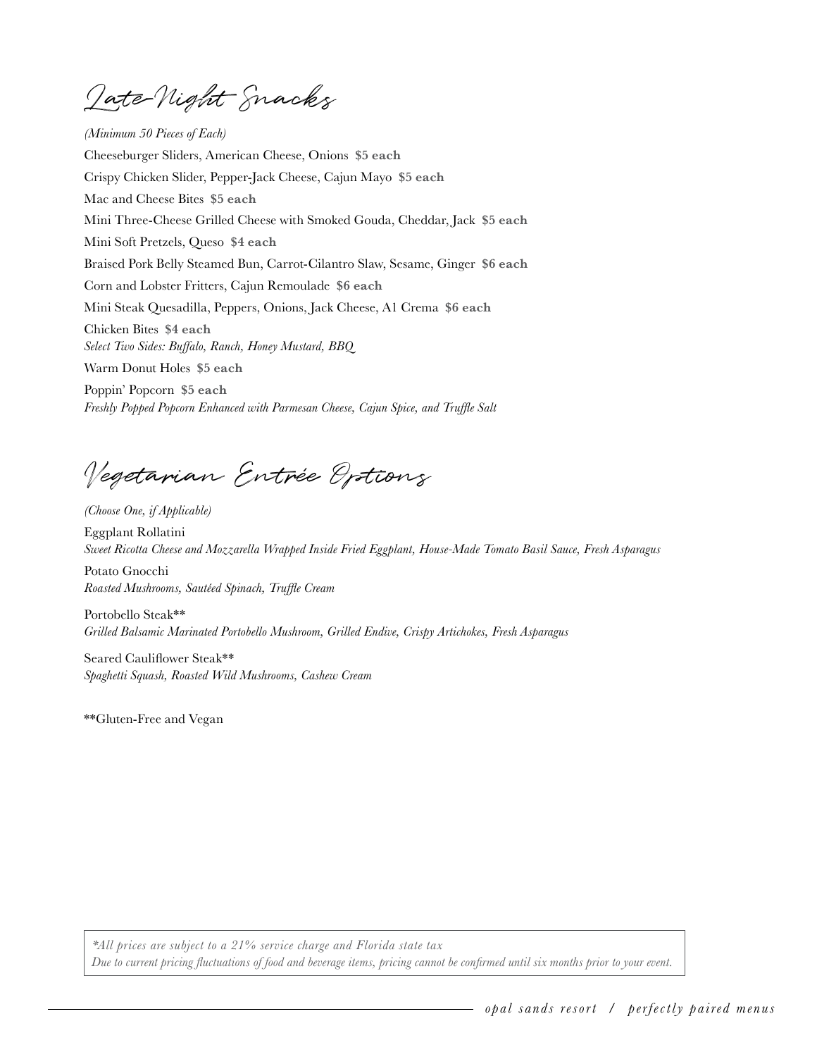## Late-Night Snacks

*(Minimum 50 Pieces of Each)*

Cheeseburger Sliders, American Cheese, Onions **$5 each**

Crispy Chicken Slider, Pepper-Jack Cheese, Cajun Mayo **$5 each**

Mac and Cheese Bites **$5 each**

Mini Three-Cheese Grilled Cheese with Smoked Gouda, Cheddar, Jack **$5 each**

Mini Soft Pretzels, Queso **$4 each**

Braised Pork Belly Steamed Bun, Carrot-Cilantro Slaw, Sesame, Ginger **$6 each**

Corn and Lobster Fritters, Cajun Remoulade **$6 each**

Mini Steak Quesadilla, Peppers, Onions, Jack Cheese, A1 Crema **$6 each**

Chicken Bites **$4 each**
*Select Two Sides: Buffalo, Ranch, Honey Mustard, BBQ*

Warm Donut Holes **$5 each**

Poppin' Popcorn **$5 each**
*Freshly Popped Popcorn Enhanced with Parmesan Cheese, Cajun Spice, and Truffle Salt*

## Vegetarian Entrée Options

*(Choose One, if Applicable)*

Eggplant Rollatini
*Sweet Ricotta Cheese and Mozzarella Wrapped Inside Fried Eggplant, House-Made Tomato Basil Sauce, Fresh Asparagus*

Potato Gnocchi
*Roasted Mushrooms, Sautéed Spinach, Truffle Cream*

Portobello Steak**
*Grilled Balsamic Marinated Portobello Mushroom, Grilled Endive, Crispy Artichokes, Fresh Asparagus*

Seared Cauliflower Steak**
*Spaghetti Squash, Roasted Wild Mushrooms, Cashew Cream*

**Gluten-Free and Vegan

*\*All prices are subject to a 21% service charge and Florida state tax*
*Due to current pricing fluctuations of food and beverage items, pricing cannot be confirmed until six months prior to your event.*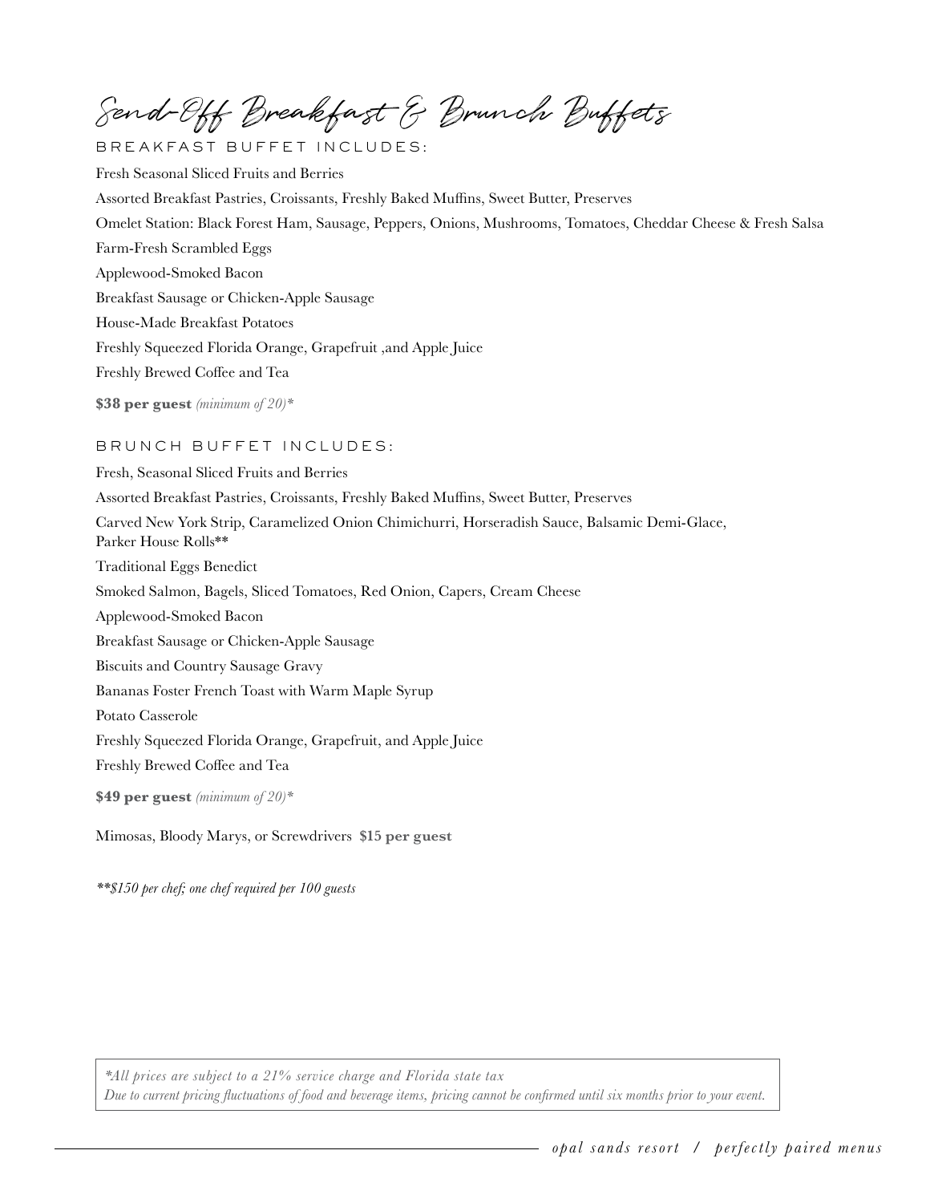# Send-Off Breakfast & Brunch Buffets

## BREAKFAST BUFFET INCLUDES:

Fresh Seasonal Sliced Fruits and Berries

Assorted Breakfast Pastries, Croissants, Freshly Baked Muffins, Sweet Butter, Preserves

Omelet Station: Black Forest Ham, Sausage, Peppers, Onions, Mushrooms, Tomatoes, Cheddar Cheese & Fresh Salsa

Farm-Fresh Scrambled Eggs

Applewood-Smoked Bacon

Breakfast Sausage or Chicken-Apple Sausage

House-Made Breakfast Potatoes

Freshly Squeezed Florida Orange, Grapefruit ,and Apple Juice

Freshly Brewed Coffee and Tea

**$38 per guest** *(minimum of 20)**

## BRUNCH BUFFET INCLUDES:

Fresh, Seasonal Sliced Fruits and Berries

Assorted Breakfast Pastries, Croissants, Freshly Baked Muffins, Sweet Butter, Preserves

Carved New York Strip, Caramelized Onion Chimichurri, Horseradish Sauce, Balsamic Demi-Glace, Parker House Rolls**

Traditional Eggs Benedict

Smoked Salmon, Bagels, Sliced Tomatoes, Red Onion, Capers, Cream Cheese

Applewood-Smoked Bacon

Breakfast Sausage or Chicken-Apple Sausage

Biscuits and Country Sausage Gravy

Bananas Foster French Toast with Warm Maple Syrup

Potato Casserole

Freshly Squeezed Florida Orange, Grapefruit, and Apple Juice

Freshly Brewed Coffee and Tea

**$49 per guest** *(minimum of 20)**

Mimosas, Bloody Marys, or Screwdrivers **$15 per guest**

*\*\*$150 per chef; one chef required per 100 guests*

*\*All prices are subject to a 21% service charge and Florida state tax*
*Due to current pricing fluctuations of food and beverage items, pricing cannot be confirmed until six months prior to your event.*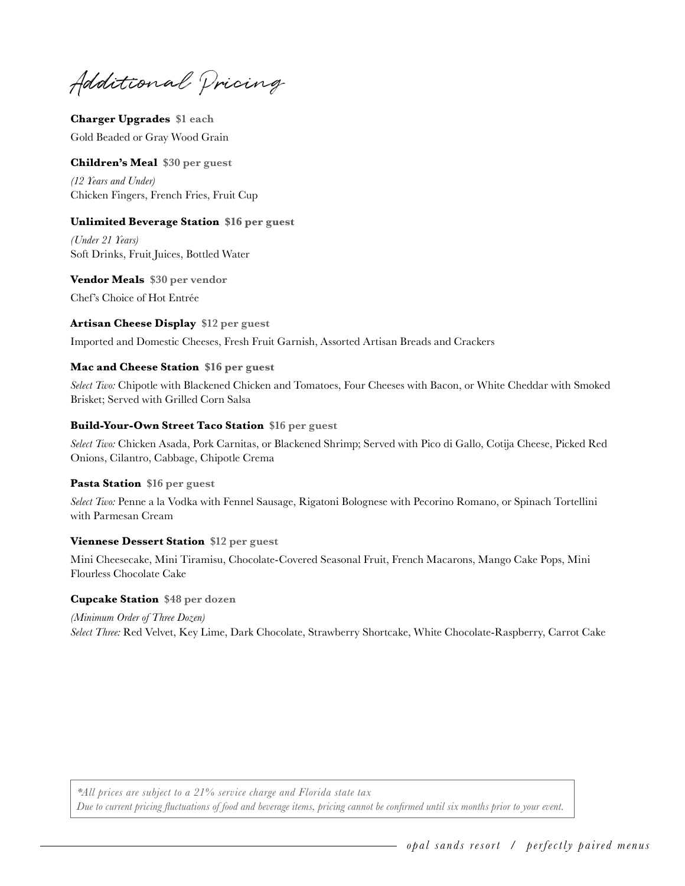# Additional Pricing

**Charger Upgrades** **$1 each**
Gold Beaded or Gray Wood Grain

**Children's Meal** **$30 per guest**
*(12 Years and Under)*
Chicken Fingers, French Fries, Fruit Cup

**Unlimited Beverage Station** **$16 per guest**
*(Under 21 Years)*
Soft Drinks, Fruit Juices, Bottled Water

**Vendor Meals** **$30 per vendor**
Chef's Choice of Hot Entrée

**Artisan Cheese Display** **$12 per guest**
Imported and Domestic Cheeses, Fresh Fruit Garnish, Assorted Artisan Breads and Crackers

**Mac and Cheese Station** **$16 per guest**
*Select Two:* Chipotle with Blackened Chicken and Tomatoes, Four Cheeses with Bacon, or White Cheddar with Smoked Brisket; Served with Grilled Corn Salsa

**Build-Your-Own Street Taco Station** **$16 per guest**
*Select Two:* Chicken Asada, Pork Carnitas, or Blackened Shrimp; Served with Pico di Gallo, Cotija Cheese, Picked Red Onions, Cilantro, Cabbage, Chipotle Crema

**Pasta Station** **$16 per guest**
*Select Two:* Penne a la Vodka with Fennel Sausage, Rigatoni Bolognese with Pecorino Romano, or Spinach Tortellini with Parmesan Cream

**Viennese Dessert Station** **$12 per guest**
Mini Cheesecake, Mini Tiramisu, Chocolate-Covered Seasonal Fruit, French Macarons, Mango Cake Pops, Mini Flourless Chocolate Cake

**Cupcake Station** **$48 per dozen**
*(Minimum Order of Three Dozen)*
*Select Three:* Red Velvet, Key Lime, Dark Chocolate, Strawberry Shortcake, White Chocolate-Raspberry, Carrot Cake

*\*All prices are subject to a 21% service charge and Florida state tax*
*Due to current pricing fluctuations of food and beverage items, pricing cannot be confirmed until six months prior to your event.*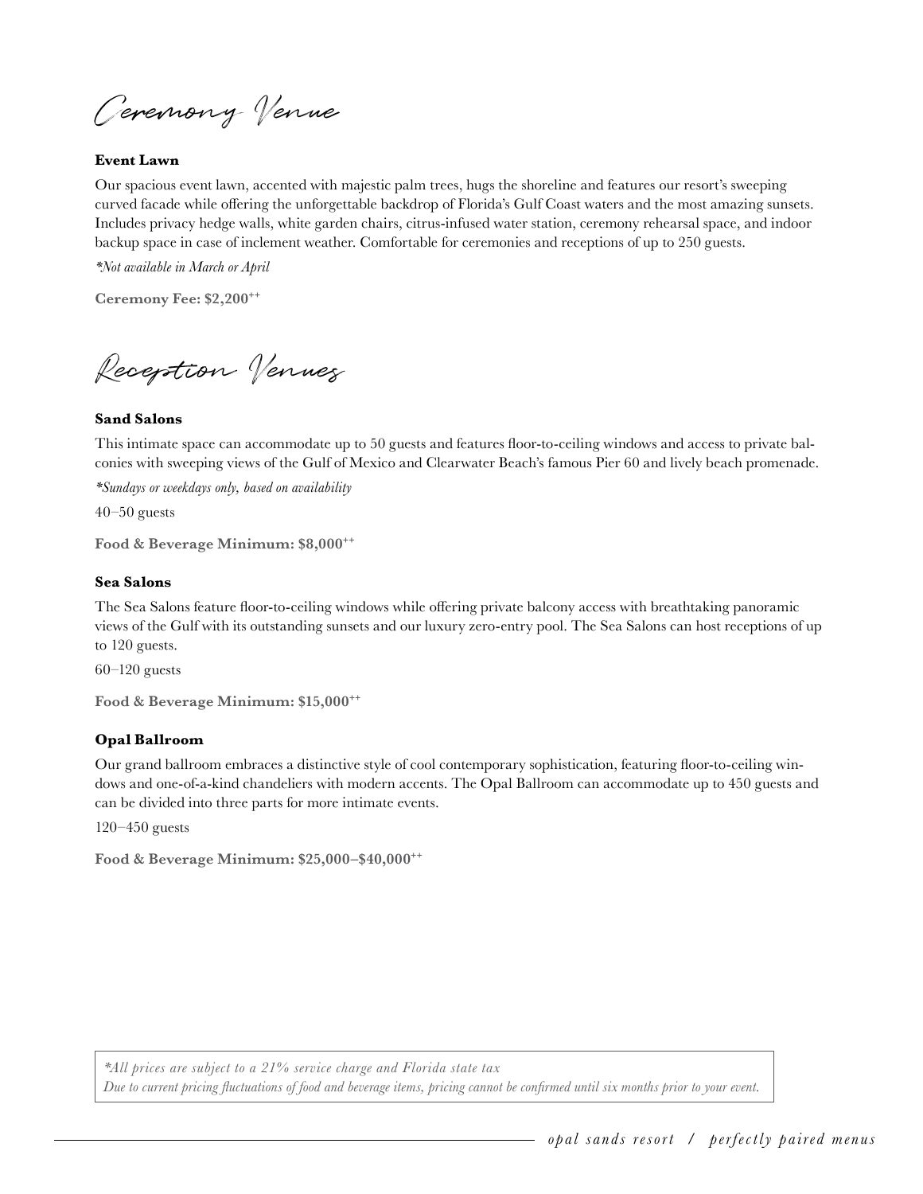# Ceremony Venue

### Event Lawn

Our spacious event lawn, accented with majestic palm trees, hugs the shoreline and features our resort's sweeping curved facade while offering the unforgettable backdrop of Florida's Gulf Coast waters and the most amazing sunsets. Includes privacy hedge walls, white garden chairs, citrus-infused water station, ceremony rehearsal space, and indoor backup space in case of inclement weather. Comfortable for ceremonies and receptions of up to 250 guests.

*\*Not available in March or April*

**Ceremony Fee: $2,200++**

# Reception Venues

### Sand Salons

This intimate space can accommodate up to 50 guests and features floor-to-ceiling windows and access to private balconies with sweeping views of the Gulf of Mexico and Clearwater Beach's famous Pier 60 and lively beach promenade.

*\*Sundays or weekdays only, based on availability*

40–50 guests

**Food & Beverage Minimum: $8,000++**

### Sea Salons

The Sea Salons feature floor-to-ceiling windows while offering private balcony access with breathtaking panoramic views of the Gulf with its outstanding sunsets and our luxury zero-entry pool. The Sea Salons can host receptions of up to 120 guests.

60–120 guests

**Food & Beverage Minimum: $15,000++**

### Opal Ballroom

Our grand ballroom embraces a distinctive style of cool contemporary sophistication, featuring floor-to-ceiling windows and one-of-a-kind chandeliers with modern accents. The Opal Ballroom can accommodate up to 450 guests and can be divided into three parts for more intimate events.

120–450 guests

**Food & Beverage Minimum: $25,000–$40,000++**

*\*All prices are subject to a 21% service charge and Florida state tax*
*Due to current pricing fluctuations of food and beverage items, pricing cannot be confirmed until six months prior to your event.*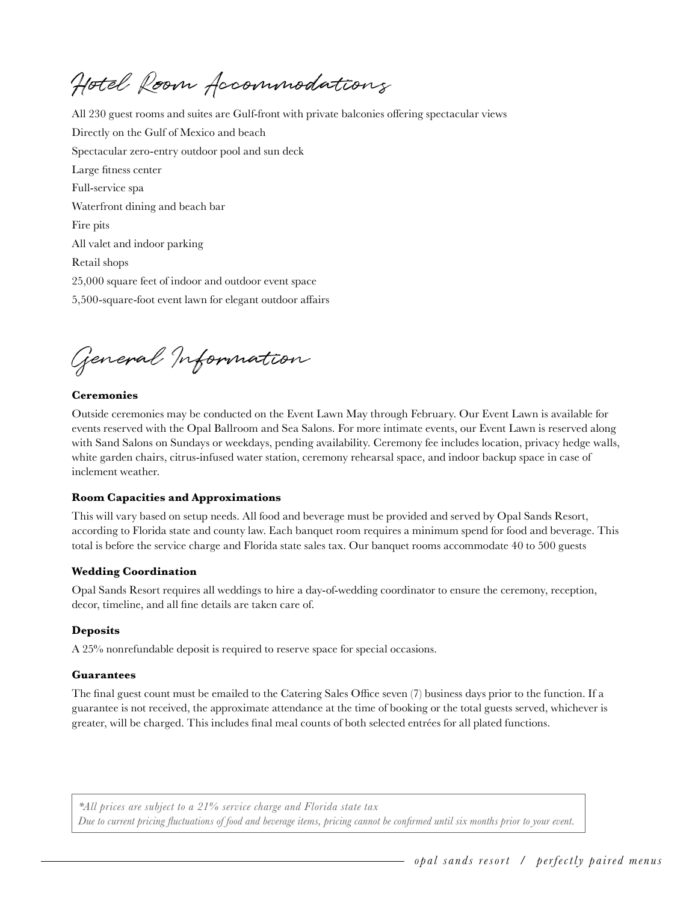# Hotel Room Accommodations

All 230 guest rooms and suites are Gulf-front with private balconies offering spectacular views

Directly on the Gulf of Mexico and beach

Spectacular zero-entry outdoor pool and sun deck

Large fitness center

Full-service spa

Waterfront dining and beach bar

Fire pits

All valet and indoor parking

Retail shops

25,000 square feet of indoor and outdoor event space

5,500-square-foot event lawn for elegant outdoor affairs

# General Information

**Ceremonies**

Outside ceremonies may be conducted on the Event Lawn May through February. Our Event Lawn is available for events reserved with the Opal Ballroom and Sea Salons. For more intimate events, our Event Lawn is reserved along with Sand Salons on Sundays or weekdays, pending availability. Ceremony fee includes location, privacy hedge walls, white garden chairs, citrus-infused water station, ceremony rehearsal space, and indoor backup space in case of inclement weather.

**Room Capacities and Approximations**

This will vary based on setup needs. All food and beverage must be provided and served by Opal Sands Resort, according to Florida state and county law. Each banquet room requires a minimum spend for food and beverage. This total is before the service charge and Florida state sales tax. Our banquet rooms accommodate 40 to 500 guests

**Wedding Coordination**

Opal Sands Resort requires all weddings to hire a day-of-wedding coordinator to ensure the ceremony, reception, decor, timeline, and all fine details are taken care of.

**Deposits**

A 25% nonrefundable deposit is required to reserve space for special occasions.

**Guarantees**

The final guest count must be emailed to the Catering Sales Office seven (7) business days prior to the function. If a guarantee is not received, the approximate attendance at the time of booking or the total guests served, whichever is greater, will be charged. This includes final meal counts of both selected entrées for all plated functions.

*\*All prices are subject to a 21% service charge and Florida state tax*
*Due to current pricing fluctuations of food and beverage items, pricing cannot be confirmed until six months prior to your event.*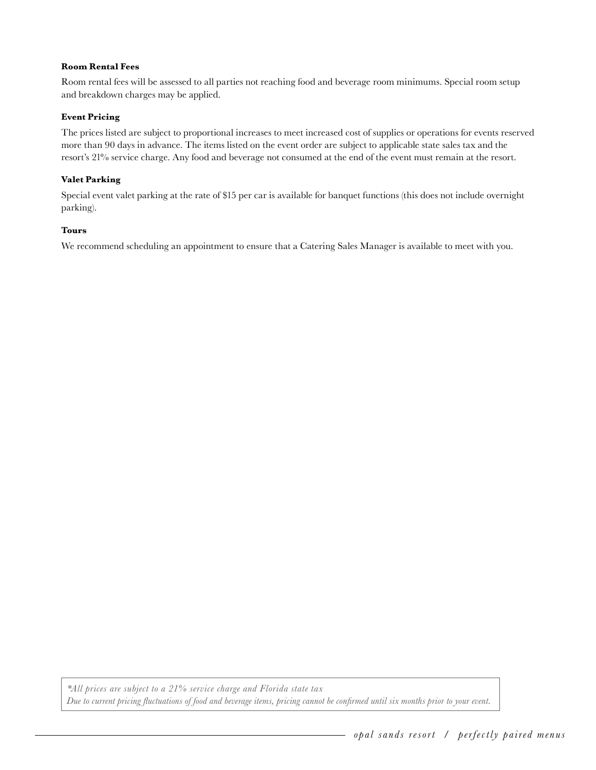### Room Rental Fees

Room rental fees will be assessed to all parties not reaching food and beverage room minimums. Special room setup and breakdown charges may be applied.

### Event Pricing

The prices listed are subject to proportional increases to meet increased cost of supplies or operations for events reserved more than 90 days in advance. The items listed on the event order are subject to applicable state sales tax and the resort's 21% service charge. Any food and beverage not consumed at the end of the event must remain at the resort.

### Valet Parking

Special event valet parking at the rate of $15 per car is available for banquet functions (this does not include overnight parking).

### Tours

We recommend scheduling an appointment to ensure that a Catering Sales Manager is available to meet with you.

*\*All prices are subject to a 21% service charge and Florida state tax*
*Due to current pricing fluctuations of food and beverage items, pricing cannot be confirmed until six months prior to your event.*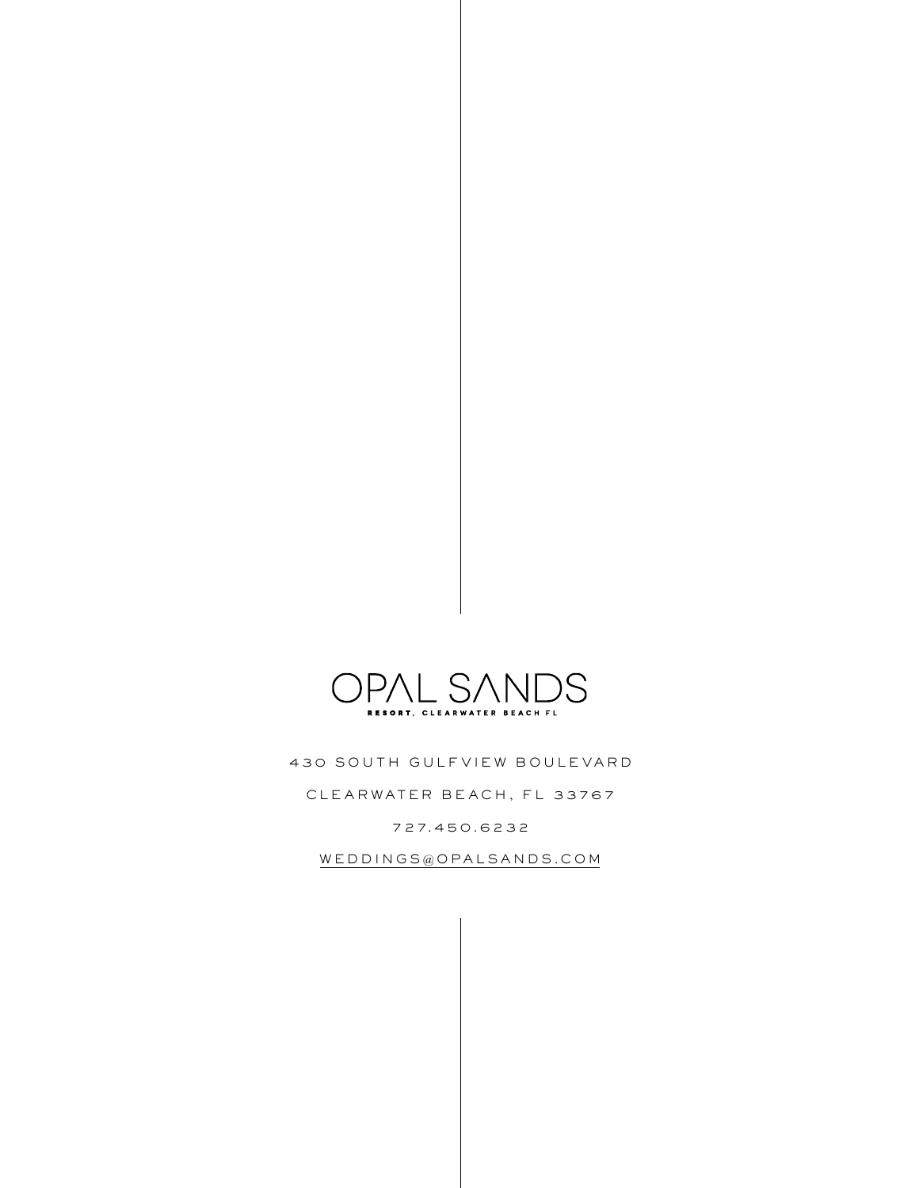# OPAL SANDS

RESORT, CLEARWATER BEACH FL

430 SOUTH GULFVIEW BOULEVARD

CLEARWATER BEACH, FL 33767

727.450.6232

WEDDINGS@OPALSANDS.COM